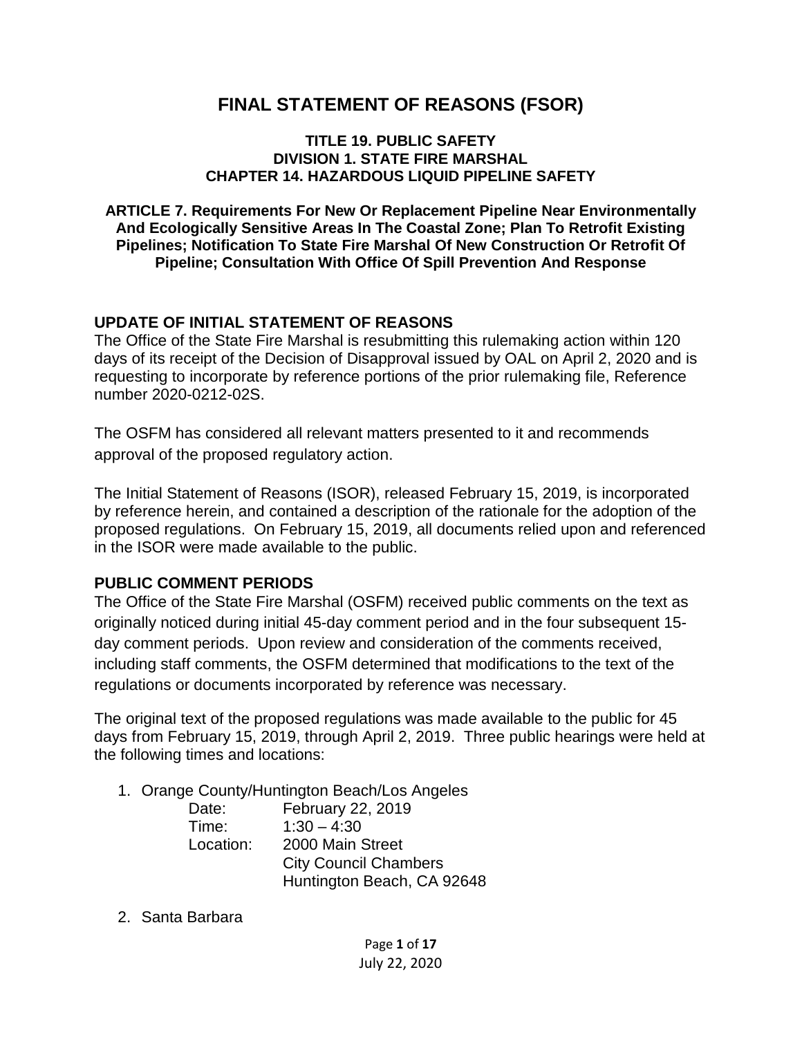# FINAL STATEMENT OF REASONS (FSOR)

**TITLE 19. PUBLIC SAFETY**
**DIVISION 1. STATE FIRE MARSHAL**
**CHAPTER 14. HAZARDOUS LIQUID PIPELINE SAFETY**

**ARTICLE 7. Requirements For New Or Replacement Pipeline Near Environmentally And Ecologically Sensitive Areas In The Coastal Zone; Plan To Retrofit Existing Pipelines; Notification To State Fire Marshal Of New Construction Or Retrofit Of Pipeline; Consultation With Office Of Spill Prevention And Response**

## UPDATE OF INITIAL STATEMENT OF REASONS

The Office of the State Fire Marshal is resubmitting this rulemaking action within 120 days of its receipt of the Decision of Disapproval issued by OAL on April 2, 2020 and is requesting to incorporate by reference portions of the prior rulemaking file, Reference number 2020-0212-02S.

The OSFM has considered all relevant matters presented to it and recommends approval of the proposed regulatory action.

The Initial Statement of Reasons (ISOR), released February 15, 2019, is incorporated by reference herein, and contained a description of the rationale for the adoption of the proposed regulations. On February 15, 2019, all documents relied upon and referenced in the ISOR were made available to the public.

## PUBLIC COMMENT PERIODS

The Office of the State Fire Marshal (OSFM) received public comments on the text as originally noticed during initial 45-day comment period and in the four subsequent 15-day comment periods. Upon review and consideration of the comments received, including staff comments, the OSFM determined that modifications to the text of the regulations or documents incorporated by reference was necessary.

The original text of the proposed regulations was made available to the public for 45 days from February 15, 2019, through April 2, 2019. Three public hearings were held at the following times and locations:

1. Orange County/Huntington Beach/Los Angeles
   - Date: February 22, 2019
   - Time: 1:30 – 4:30
   - Location: 2000 Main Street
     City Council Chambers
     Huntington Beach, CA 92648
2. Santa Barbara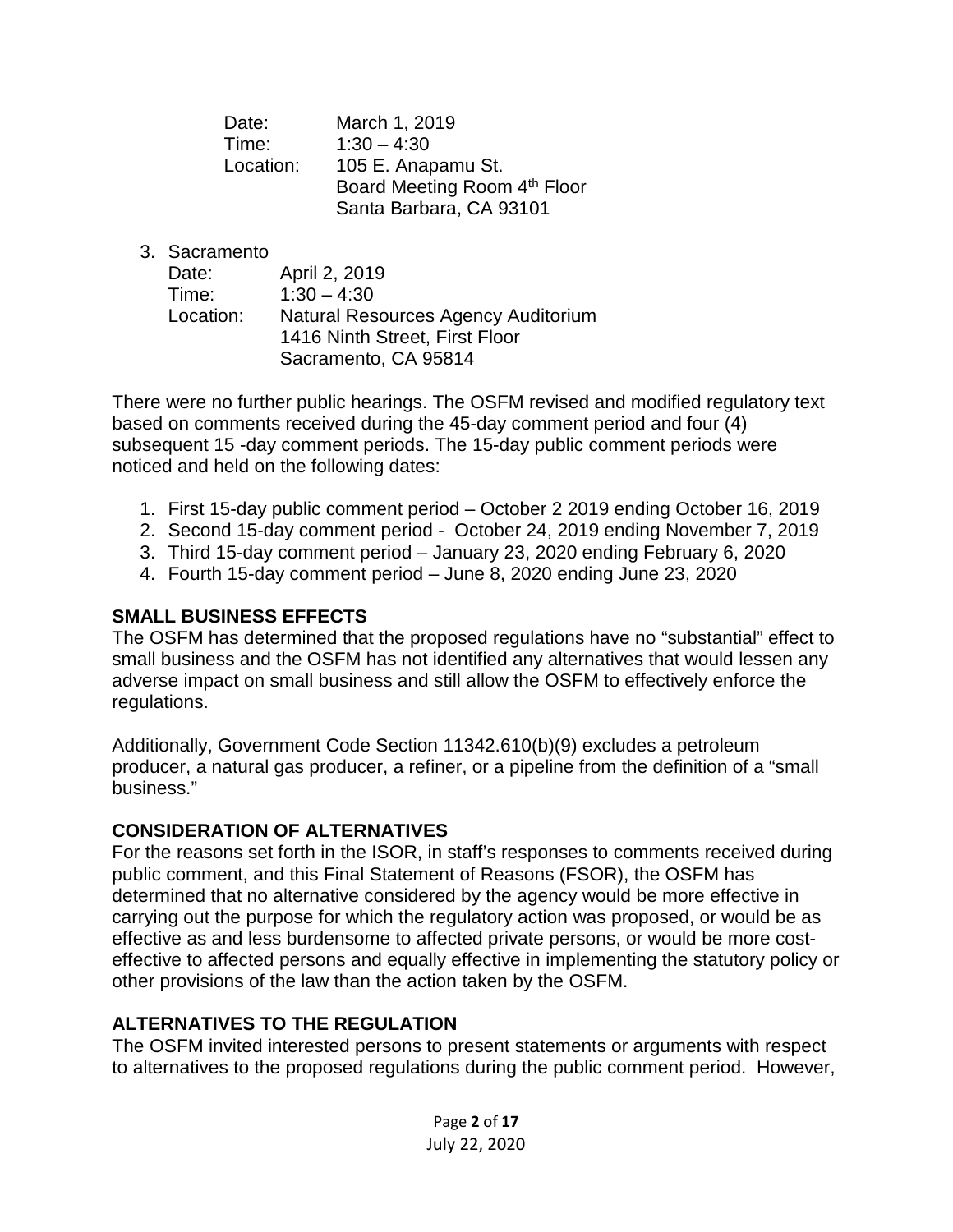Date: March 1, 2019
Time: 1:30 – 4:30
Location: 105 E. Anapamu St.
Board Meeting Room 4th Floor
Santa Barbara, CA 93101

3. Sacramento
   Date: April 2, 2019
   Time: 1:30 – 4:30
   Location: Natural Resources Agency Auditorium
   1416 Ninth Street, First Floor
   Sacramento, CA 95814

There were no further public hearings. The OSFM revised and modified regulatory text based on comments received during the 45-day comment period and four (4) subsequent 15 -day comment periods. The 15-day public comment periods were noticed and held on the following dates:

1. First 15-day public comment period – October 2 2019 ending October 16, 2019
2. Second 15-day comment period - October 24, 2019 ending November 7, 2019
3. Third 15-day comment period – January 23, 2020 ending February 6, 2020
4. Fourth 15-day comment period – June 8, 2020 ending June 23, 2020

## SMALL BUSINESS EFFECTS

The OSFM has determined that the proposed regulations have no "substantial" effect to small business and the OSFM has not identified any alternatives that would lessen any adverse impact on small business and still allow the OSFM to effectively enforce the regulations.

Additionally, Government Code Section 11342.610(b)(9) excludes a petroleum producer, a natural gas producer, a refiner, or a pipeline from the definition of a "small business."

## CONSIDERATION OF ALTERNATIVES

For the reasons set forth in the ISOR, in staff's responses to comments received during public comment, and this Final Statement of Reasons (FSOR), the OSFM has determined that no alternative considered by the agency would be more effective in carrying out the purpose for which the regulatory action was proposed, or would be as effective as and less burdensome to affected private persons, or would be more cost-effective to affected persons and equally effective in implementing the statutory policy or other provisions of the law than the action taken by the OSFM.

## ALTERNATIVES TO THE REGULATION

The OSFM invited interested persons to present statements or arguments with respect to alternatives to the proposed regulations during the public comment period. However,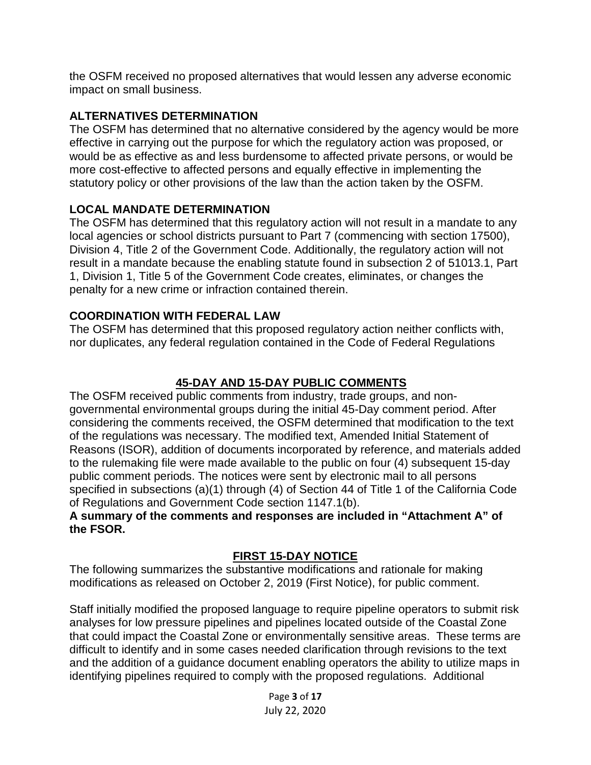the OSFM received no proposed alternatives that would lessen any adverse economic impact on small business.

**ALTERNATIVES DETERMINATION**

The OSFM has determined that no alternative considered by the agency would be more effective in carrying out the purpose for which the regulatory action was proposed, or would be as effective as and less burdensome to affected private persons, or would be more cost-effective to affected persons and equally effective in implementing the statutory policy or other provisions of the law than the action taken by the OSFM.

**LOCAL MANDATE DETERMINATION**

The OSFM has determined that this regulatory action will not result in a mandate to any local agencies or school districts pursuant to Part 7 (commencing with section 17500), Division 4, Title 2 of the Government Code. Additionally, the regulatory action will not result in a mandate because the enabling statute found in subsection 2 of 51013.1, Part 1, Division 1, Title 5 of the Government Code creates, eliminates, or changes the penalty for a new crime or infraction contained therein.

**COORDINATION WITH FEDERAL LAW**

The OSFM has determined that this proposed regulatory action neither conflicts with, nor duplicates, any federal regulation contained in the Code of Federal Regulations

## 45-DAY AND 15-DAY PUBLIC COMMENTS

The OSFM received public comments from industry, trade groups, and non-governmental environmental groups during the initial 45-Day comment period. After considering the comments received, the OSFM determined that modification to the text of the regulations was necessary. The modified text, Amended Initial Statement of Reasons (ISOR), addition of documents incorporated by reference, and materials added to the rulemaking file were made available to the public on four (4) subsequent 15-day public comment periods. The notices were sent by electronic mail to all persons specified in subsections (a)(1) through (4) of Section 44 of Title 1 of the California Code of Regulations and Government Code section 1147.1(b).

**A summary of the comments and responses are included in "Attachment A" of the FSOR.**

## FIRST 15-DAY NOTICE

The following summarizes the substantive modifications and rationale for making modifications as released on October 2, 2019 (First Notice), for public comment.

Staff initially modified the proposed language to require pipeline operators to submit risk analyses for low pressure pipelines and pipelines located outside of the Coastal Zone that could impact the Coastal Zone or environmentally sensitive areas. These terms are difficult to identify and in some cases needed clarification through revisions to the text and the addition of a guidance document enabling operators the ability to utilize maps in identifying pipelines required to comply with the proposed regulations. Additional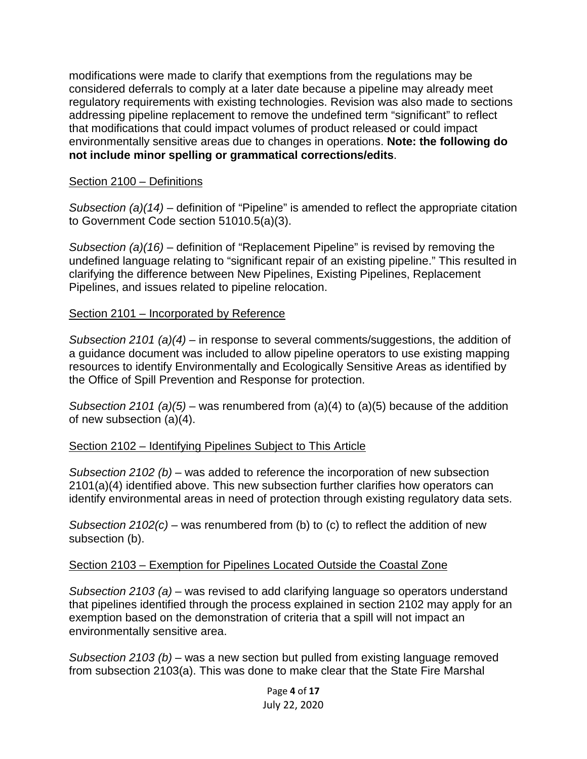modifications were made to clarify that exemptions from the regulations may be considered deferrals to comply at a later date because a pipeline may already meet regulatory requirements with existing technologies. Revision was also made to sections addressing pipeline replacement to remove the undefined term "significant" to reflect that modifications that could impact volumes of product released or could impact environmentally sensitive areas due to changes in operations. **Note: the following do not include minor spelling or grammatical corrections/edits**.

Section 2100 – Definitions

*Subsection (a)(14)* – definition of "Pipeline" is amended to reflect the appropriate citation to Government Code section 51010.5(a)(3).

*Subsection (a)(16)* – definition of "Replacement Pipeline" is revised by removing the undefined language relating to "significant repair of an existing pipeline." This resulted in clarifying the difference between New Pipelines, Existing Pipelines, Replacement Pipelines, and issues related to pipeline relocation.

Section 2101 – Incorporated by Reference

*Subsection 2101 (a)(4)* – in response to several comments/suggestions, the addition of a guidance document was included to allow pipeline operators to use existing mapping resources to identify Environmentally and Ecologically Sensitive Areas as identified by the Office of Spill Prevention and Response for protection.

*Subsection 2101 (a)(5)* – was renumbered from (a)(4) to (a)(5) because of the addition of new subsection (a)(4).

Section 2102 – Identifying Pipelines Subject to This Article

*Subsection 2102 (b)* – was added to reference the incorporation of new subsection 2101(a)(4) identified above. This new subsection further clarifies how operators can identify environmental areas in need of protection through existing regulatory data sets.

*Subsection 2102(c)* – was renumbered from (b) to (c) to reflect the addition of new subsection (b).

Section 2103 – Exemption for Pipelines Located Outside the Coastal Zone

*Subsection 2103 (a)* – was revised to add clarifying language so operators understand that pipelines identified through the process explained in section 2102 may apply for an exemption based on the demonstration of criteria that a spill will not impact an environmentally sensitive area.

*Subsection 2103 (b)* – was a new section but pulled from existing language removed from subsection 2103(a). This was done to make clear that the State Fire Marshal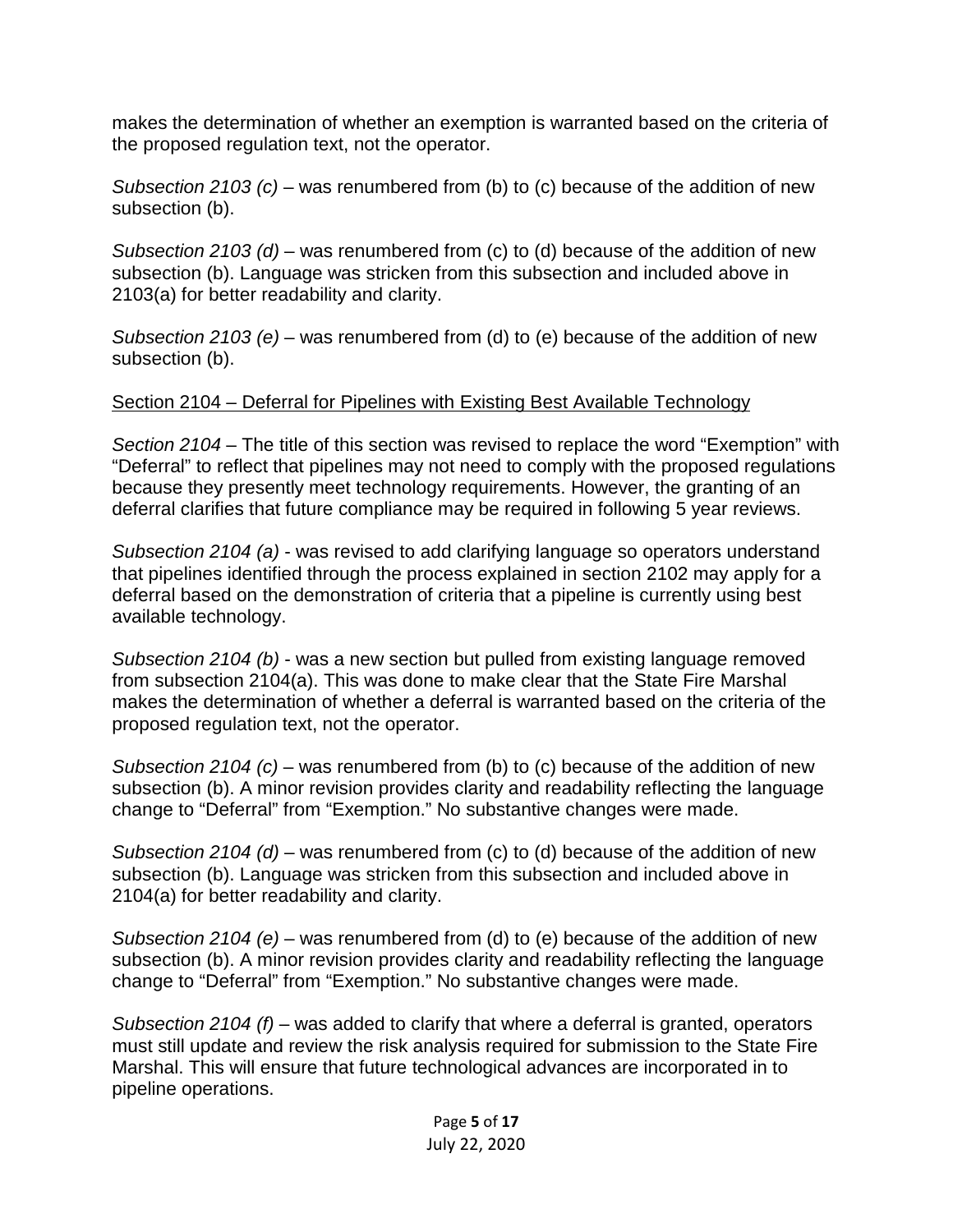makes the determination of whether an exemption is warranted based on the criteria of the proposed regulation text, not the operator.

*Subsection 2103 (c)* – was renumbered from (b) to (c) because of the addition of new subsection (b).

*Subsection 2103 (d)* – was renumbered from (c) to (d) because of the addition of new subsection (b). Language was stricken from this subsection and included above in 2103(a) for better readability and clarity.

*Subsection 2103 (e)* – was renumbered from (d) to (e) because of the addition of new subsection (b).

<u>Section 2104 – Deferral for Pipelines with Existing Best Available Technology</u>

*Section 2104* – The title of this section was revised to replace the word "Exemption" with "Deferral" to reflect that pipelines may not need to comply with the proposed regulations because they presently meet technology requirements. However, the granting of an deferral clarifies that future compliance may be required in following 5 year reviews.

*Subsection 2104 (a)* - was revised to add clarifying language so operators understand that pipelines identified through the process explained in section 2102 may apply for a deferral based on the demonstration of criteria that a pipeline is currently using best available technology.

*Subsection 2104 (b)* - was a new section but pulled from existing language removed from subsection 2104(a). This was done to make clear that the State Fire Marshal makes the determination of whether a deferral is warranted based on the criteria of the proposed regulation text, not the operator.

*Subsection 2104 (c)* – was renumbered from (b) to (c) because of the addition of new subsection (b). A minor revision provides clarity and readability reflecting the language change to "Deferral" from "Exemption." No substantive changes were made.

*Subsection 2104 (d)* – was renumbered from (c) to (d) because of the addition of new subsection (b). Language was stricken from this subsection and included above in 2104(a) for better readability and clarity.

*Subsection 2104 (e)* – was renumbered from (d) to (e) because of the addition of new subsection (b). A minor revision provides clarity and readability reflecting the language change to "Deferral" from "Exemption." No substantive changes were made.

*Subsection 2104 (f)* – was added to clarify that where a deferral is granted, operators must still update and review the risk analysis required for submission to the State Fire Marshal. This will ensure that future technological advances are incorporated in to pipeline operations.

July 22, 2020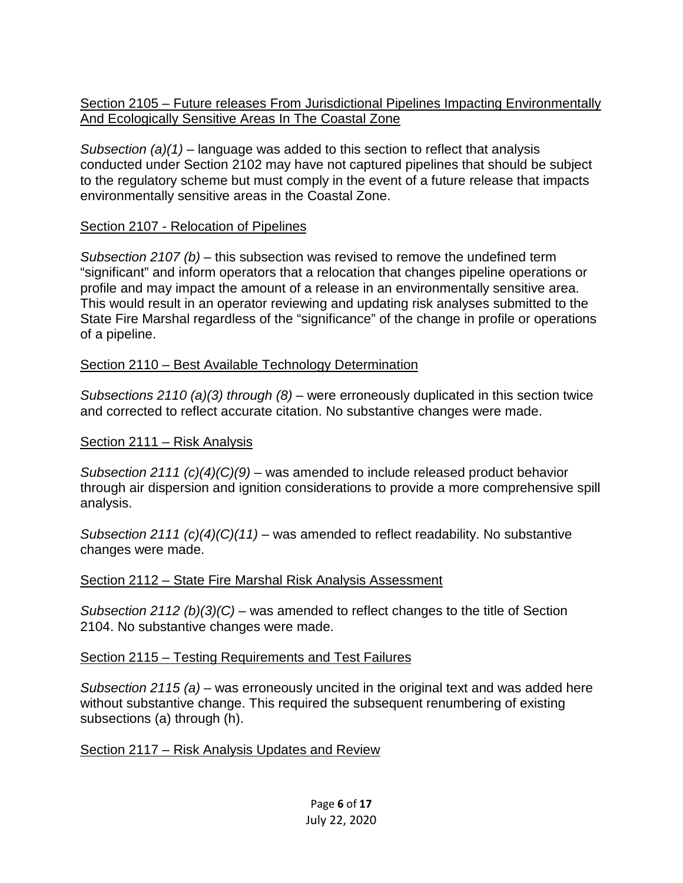<u>Section 2105 – Future releases From Jurisdictional Pipelines Impacting Environmentally And Ecologically Sensitive Areas In The Coastal Zone</u>

*Subsection (a)(1)* – language was added to this section to reflect that analysis conducted under Section 2102 may have not captured pipelines that should be subject to the regulatory scheme but must comply in the event of a future release that impacts environmentally sensitive areas in the Coastal Zone.

<u>Section 2107 - Relocation of Pipelines</u>

*Subsection 2107 (b)* – this subsection was revised to remove the undefined term "significant" and inform operators that a relocation that changes pipeline operations or profile and may impact the amount of a release in an environmentally sensitive area. This would result in an operator reviewing and updating risk analyses submitted to the State Fire Marshal regardless of the "significance" of the change in profile or operations of a pipeline.

<u>Section 2110 – Best Available Technology Determination</u>

*Subsections 2110 (a)(3) through (8)* – were erroneously duplicated in this section twice and corrected to reflect accurate citation. No substantive changes were made.

<u>Section 2111 – Risk Analysis</u>

*Subsection 2111 (c)(4)(C)(9)* – was amended to include released product behavior through air dispersion and ignition considerations to provide a more comprehensive spill analysis.

*Subsection 2111 (c)(4)(C)(11)* – was amended to reflect readability. No substantive changes were made.

<u>Section 2112 – State Fire Marshal Risk Analysis Assessment</u>

*Subsection 2112 (b)(3)(C)* – was amended to reflect changes to the title of Section 2104. No substantive changes were made.

<u>Section 2115 – Testing Requirements and Test Failures</u>

*Subsection 2115 (a)* – was erroneously uncited in the original text and was added here without substantive change. This required the subsequent renumbering of existing subsections (a) through (h).

<u>Section 2117 – Risk Analysis Updates and Review</u>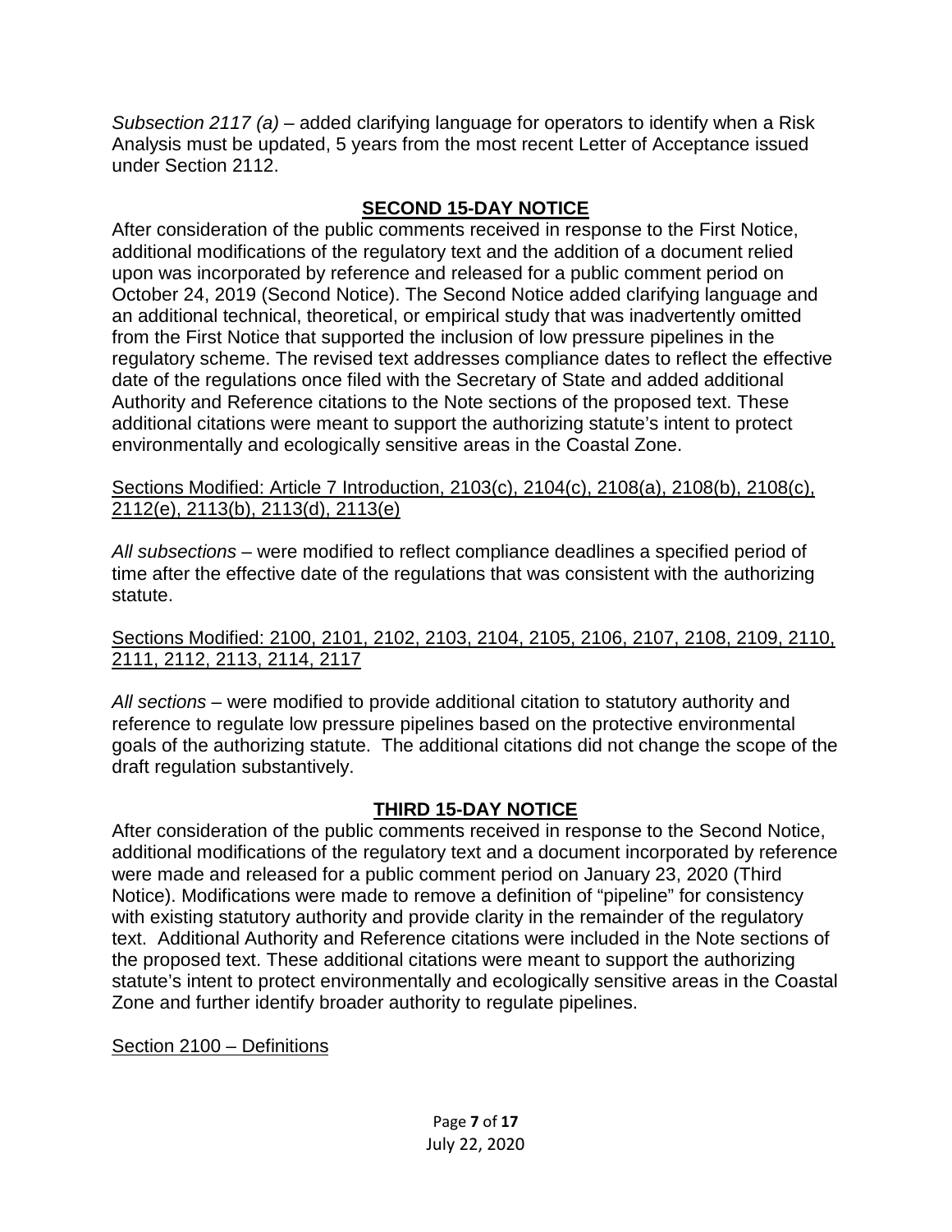*Subsection 2117 (a)* – added clarifying language for operators to identify when a Risk Analysis must be updated, 5 years from the most recent Letter of Acceptance issued under Section 2112.

## SECOND 15-DAY NOTICE

After consideration of the public comments received in response to the First Notice, additional modifications of the regulatory text and the addition of a document relied upon was incorporated by reference and released for a public comment period on October 24, 2019 (Second Notice). The Second Notice added clarifying language and an additional technical, theoretical, or empirical study that was inadvertently omitted from the First Notice that supported the inclusion of low pressure pipelines in the regulatory scheme. The revised text addresses compliance dates to reflect the effective date of the regulations once filed with the Secretary of State and added additional Authority and Reference citations to the Note sections of the proposed text. These additional citations were meant to support the authorizing statute's intent to protect environmentally and ecologically sensitive areas in the Coastal Zone.

<u>Sections Modified: Article 7 Introduction, 2103(c), 2104(c), 2108(a), 2108(b), 2108(c), 2112(e), 2113(b), 2113(d), 2113(e)</u>

*All subsections* – were modified to reflect compliance deadlines a specified period of time after the effective date of the regulations that was consistent with the authorizing statute.

<u>Sections Modified: 2100, 2101, 2102, 2103, 2104, 2105, 2106, 2107, 2108, 2109, 2110, 2111, 2112, 2113, 2114, 2117</u>

*All sections* – were modified to provide additional citation to statutory authority and reference to regulate low pressure pipelines based on the protective environmental goals of the authorizing statute. The additional citations did not change the scope of the draft regulation substantively.

## THIRD 15-DAY NOTICE

After consideration of the public comments received in response to the Second Notice, additional modifications of the regulatory text and a document incorporated by reference were made and released for a public comment period on January 23, 2020 (Third Notice). Modifications were made to remove a definition of "pipeline" for consistency with existing statutory authority and provide clarity in the remainder of the regulatory text. Additional Authority and Reference citations were included in the Note sections of the proposed text. These additional citations were meant to support the authorizing statute's intent to protect environmentally and ecologically sensitive areas in the Coastal Zone and further identify broader authority to regulate pipelines.

<u>Section 2100 – Definitions</u>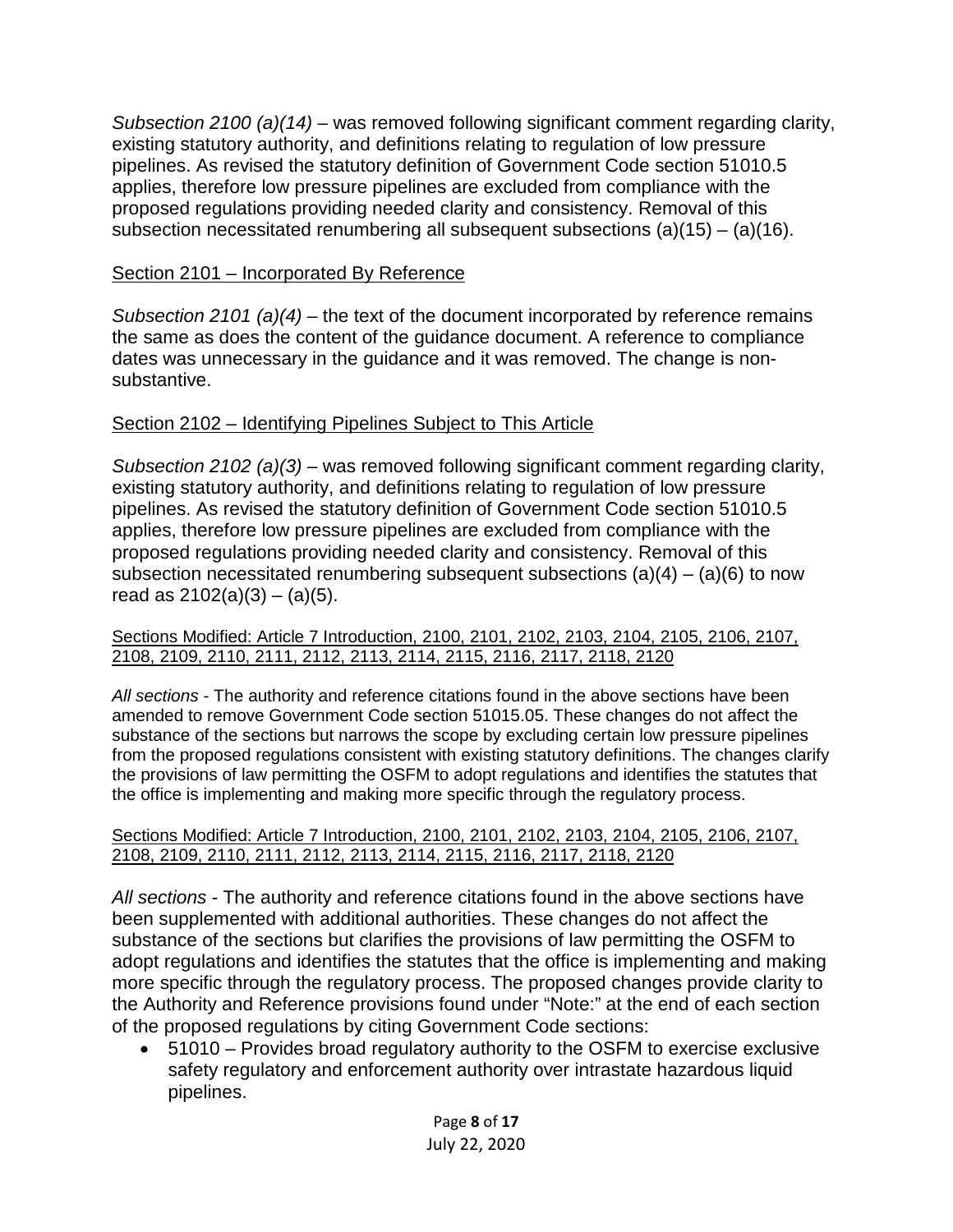*Subsection 2100 (a)(14)* – was removed following significant comment regarding clarity, existing statutory authority, and definitions relating to regulation of low pressure pipelines. As revised the statutory definition of Government Code section 51010.5 applies, therefore low pressure pipelines are excluded from compliance with the proposed regulations providing needed clarity and consistency. Removal of this subsection necessitated renumbering all subsequent subsections (a)(15) – (a)(16).

<u>Section 2101 – Incorporated By Reference</u>

*Subsection 2101 (a)(4)* – the text of the document incorporated by reference remains the same as does the content of the guidance document. A reference to compliance dates was unnecessary in the guidance and it was removed. The change is non-substantive.

<u>Section 2102 – Identifying Pipelines Subject to This Article</u>

*Subsection 2102 (a)(3)* – was removed following significant comment regarding clarity, existing statutory authority, and definitions relating to regulation of low pressure pipelines. As revised the statutory definition of Government Code section 51010.5 applies, therefore low pressure pipelines are excluded from compliance with the proposed regulations providing needed clarity and consistency. Removal of this subsection necessitated renumbering subsequent subsections (a)(4) – (a)(6) to now read as 2102(a)(3) – (a)(5).

<u>Sections Modified: Article 7 Introduction, 2100, 2101, 2102, 2103, 2104, 2105, 2106, 2107, 2108, 2109, 2110, 2111, 2112, 2113, 2114, 2115, 2116, 2117, 2118, 2120</u>

*All sections* - The authority and reference citations found in the above sections have been amended to remove Government Code section 51015.05. These changes do not affect the substance of the sections but narrows the scope by excluding certain low pressure pipelines from the proposed regulations consistent with existing statutory definitions. The changes clarify the provisions of law permitting the OSFM to adopt regulations and identifies the statutes that the office is implementing and making more specific through the regulatory process.

<u>Sections Modified: Article 7 Introduction, 2100, 2101, 2102, 2103, 2104, 2105, 2106, 2107, 2108, 2109, 2110, 2111, 2112, 2113, 2114, 2115, 2116, 2117, 2118, 2120</u>

*All sections* - The authority and reference citations found in the above sections have been supplemented with additional authorities. These changes do not affect the substance of the sections but clarifies the provisions of law permitting the OSFM to adopt regulations and identifies the statutes that the office is implementing and making more specific through the regulatory process. The proposed changes provide clarity to the Authority and Reference provisions found under "Note:" at the end of each section of the proposed regulations by citing Government Code sections:

- 51010 – Provides broad regulatory authority to the OSFM to exercise exclusive safety regulatory and enforcement authority over intrastate hazardous liquid pipelines.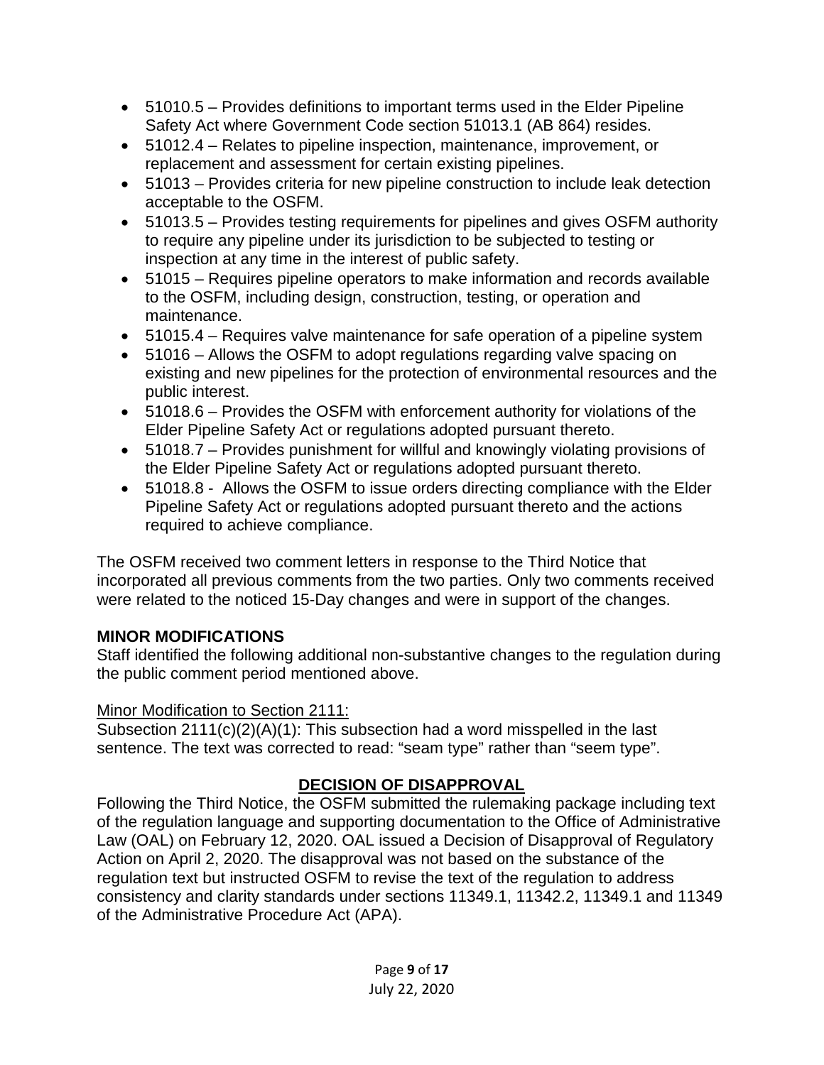- 51010.5 – Provides definitions to important terms used in the Elder Pipeline Safety Act where Government Code section 51013.1 (AB 864) resides.
- 51012.4 – Relates to pipeline inspection, maintenance, improvement, or replacement and assessment for certain existing pipelines.
- 51013 – Provides criteria for new pipeline construction to include leak detection acceptable to the OSFM.
- 51013.5 – Provides testing requirements for pipelines and gives OSFM authority to require any pipeline under its jurisdiction to be subjected to testing or inspection at any time in the interest of public safety.
- 51015 – Requires pipeline operators to make information and records available to the OSFM, including design, construction, testing, or operation and maintenance.
- 51015.4 – Requires valve maintenance for safe operation of a pipeline system
- 51016 – Allows the OSFM to adopt regulations regarding valve spacing on existing and new pipelines for the protection of environmental resources and the public interest.
- 51018.6 – Provides the OSFM with enforcement authority for violations of the Elder Pipeline Safety Act or regulations adopted pursuant thereto.
- 51018.7 – Provides punishment for willful and knowingly violating provisions of the Elder Pipeline Safety Act or regulations adopted pursuant thereto.
- 51018.8 - Allows the OSFM to issue orders directing compliance with the Elder Pipeline Safety Act or regulations adopted pursuant thereto and the actions required to achieve compliance.

The OSFM received two comment letters in response to the Third Notice that incorporated all previous comments from the two parties. Only two comments received were related to the noticed 15-Day changes and were in support of the changes.

**MINOR MODIFICATIONS**

Staff identified the following additional non-substantive changes to the regulation during the public comment period mentioned above.

Minor Modification to Section 2111:

Subsection 2111(c)(2)(A)(1): This subsection had a word misspelled in the last sentence. The text was corrected to read: "seam type" rather than "seem type".

## DECISION OF DISAPPROVAL

Following the Third Notice, the OSFM submitted the rulemaking package including text of the regulation language and supporting documentation to the Office of Administrative Law (OAL) on February 12, 2020. OAL issued a Decision of Disapproval of Regulatory Action on April 2, 2020. The disapproval was not based on the substance of the regulation text but instructed OSFM to revise the text of the regulation to address consistency and clarity standards under sections 11349.1, 11342.2, 11349.1 and 11349 of the Administrative Procedure Act (APA).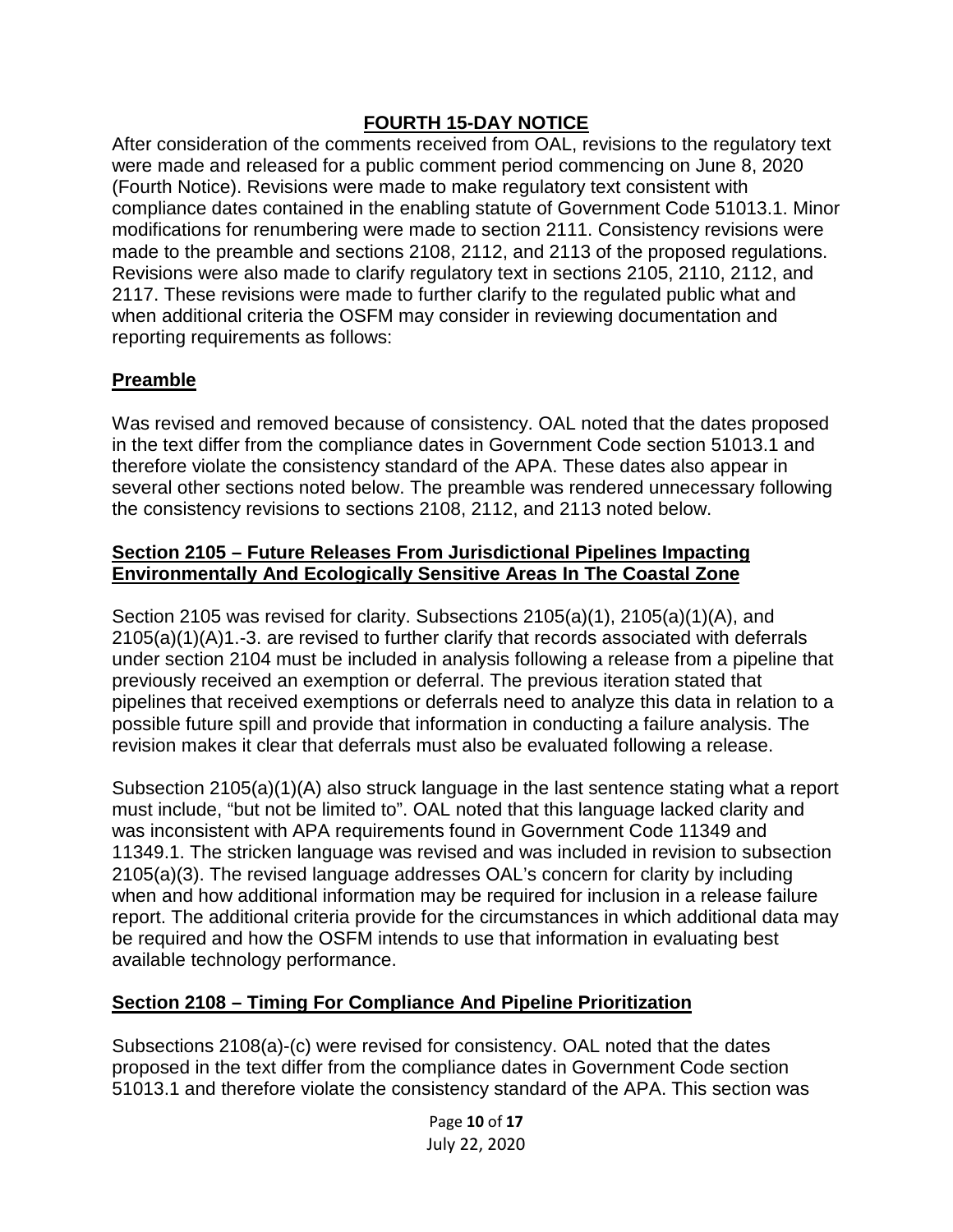## FOURTH 15-DAY NOTICE

After consideration of the comments received from OAL, revisions to the regulatory text were made and released for a public comment period commencing on June 8, 2020 (Fourth Notice). Revisions were made to make regulatory text consistent with compliance dates contained in the enabling statute of Government Code 51013.1. Minor modifications for renumbering were made to section 2111. Consistency revisions were made to the preamble and sections 2108, 2112, and 2113 of the proposed regulations. Revisions were also made to clarify regulatory text in sections 2105, 2110, 2112, and 2117. These revisions were made to further clarify to the regulated public what and when additional criteria the OSFM may consider in reviewing documentation and reporting requirements as follows:

### Preamble

Was revised and removed because of consistency. OAL noted that the dates proposed in the text differ from the compliance dates in Government Code section 51013.1 and therefore violate the consistency standard of the APA. These dates also appear in several other sections noted below. The preamble was rendered unnecessary following the consistency revisions to sections 2108, 2112, and 2113 noted below.

### Section 2105 – Future Releases From Jurisdictional Pipelines Impacting Environmentally And Ecologically Sensitive Areas In The Coastal Zone

Section 2105 was revised for clarity. Subsections 2105(a)(1), 2105(a)(1)(A), and 2105(a)(1)(A)1.-3. are revised to further clarify that records associated with deferrals under section 2104 must be included in analysis following a release from a pipeline that previously received an exemption or deferral. The previous iteration stated that pipelines that received exemptions or deferrals need to analyze this data in relation to a possible future spill and provide that information in conducting a failure analysis. The revision makes it clear that deferrals must also be evaluated following a release.

Subsection 2105(a)(1)(A) also struck language in the last sentence stating what a report must include, "but not be limited to". OAL noted that this language lacked clarity and was inconsistent with APA requirements found in Government Code 11349 and 11349.1. The stricken language was revised and was included in revision to subsection 2105(a)(3). The revised language addresses OAL's concern for clarity by including when and how additional information may be required for inclusion in a release failure report. The additional criteria provide for the circumstances in which additional data may be required and how the OSFM intends to use that information in evaluating best available technology performance.

### Section 2108 – Timing For Compliance And Pipeline Prioritization

Subsections 2108(a)-(c) were revised for consistency. OAL noted that the dates proposed in the text differ from the compliance dates in Government Code section 51013.1 and therefore violate the consistency standard of the APA. This section was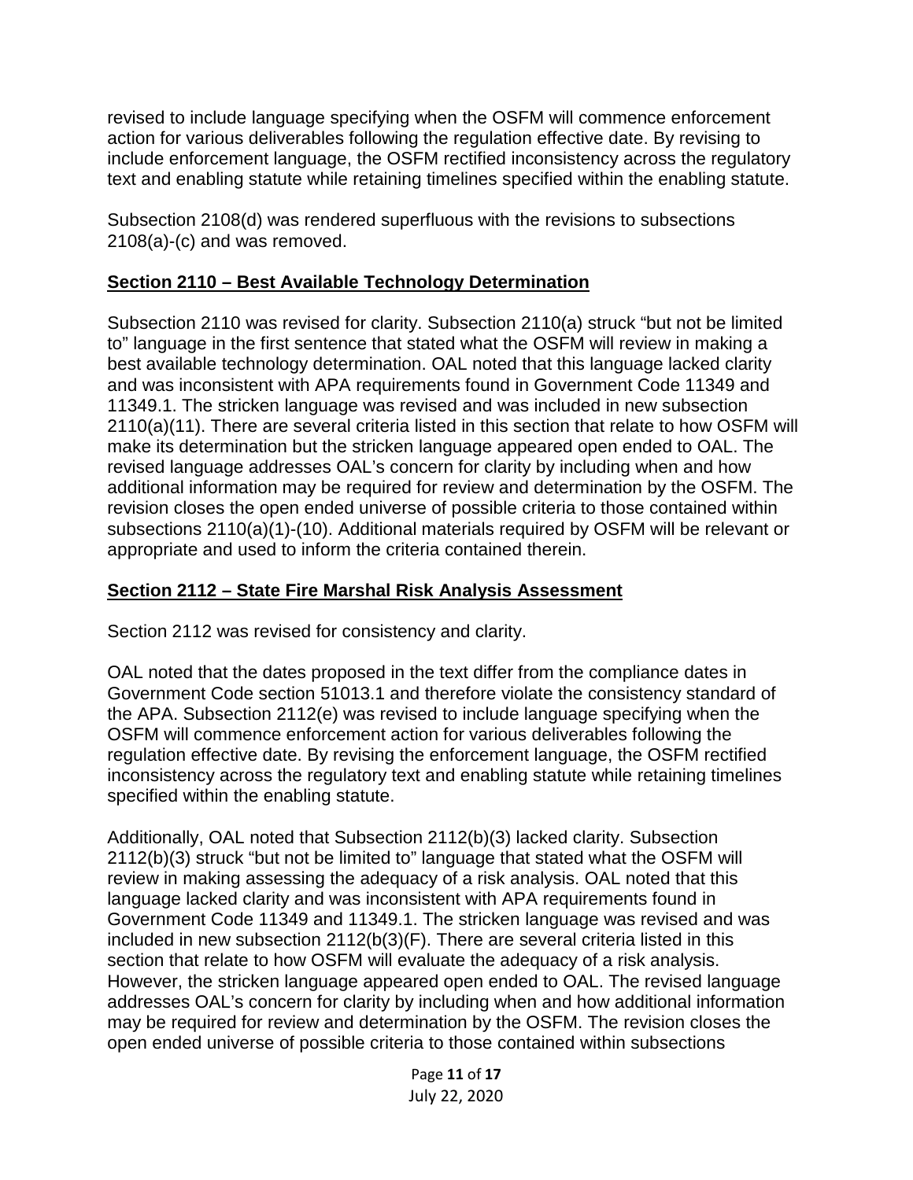revised to include language specifying when the OSFM will commence enforcement action for various deliverables following the regulation effective date. By revising to include enforcement language, the OSFM rectified inconsistency across the regulatory text and enabling statute while retaining timelines specified within the enabling statute.

Subsection 2108(d) was rendered superfluous with the revisions to subsections 2108(a)-(c) and was removed.

## Section 2110 – Best Available Technology Determination

Subsection 2110 was revised for clarity. Subsection 2110(a) struck "but not be limited to" language in the first sentence that stated what the OSFM will review in making a best available technology determination. OAL noted that this language lacked clarity and was inconsistent with APA requirements found in Government Code 11349 and 11349.1. The stricken language was revised and was included in new subsection 2110(a)(11). There are several criteria listed in this section that relate to how OSFM will make its determination but the stricken language appeared open ended to OAL. The revised language addresses OAL's concern for clarity by including when and how additional information may be required for review and determination by the OSFM. The revision closes the open ended universe of possible criteria to those contained within subsections 2110(a)(1)-(10). Additional materials required by OSFM will be relevant or appropriate and used to inform the criteria contained therein.

## Section 2112 – State Fire Marshal Risk Analysis Assessment

Section 2112 was revised for consistency and clarity.

OAL noted that the dates proposed in the text differ from the compliance dates in Government Code section 51013.1 and therefore violate the consistency standard of the APA. Subsection 2112(e) was revised to include language specifying when the OSFM will commence enforcement action for various deliverables following the regulation effective date. By revising the enforcement language, the OSFM rectified inconsistency across the regulatory text and enabling statute while retaining timelines specified within the enabling statute.

Additionally, OAL noted that Subsection 2112(b)(3) lacked clarity. Subsection 2112(b)(3) struck "but not be limited to" language that stated what the OSFM will review in making assessing the adequacy of a risk analysis. OAL noted that this language lacked clarity and was inconsistent with APA requirements found in Government Code 11349 and 11349.1. The stricken language was revised and was included in new subsection 2112(b(3)(F). There are several criteria listed in this section that relate to how OSFM will evaluate the adequacy of a risk analysis. However, the stricken language appeared open ended to OAL. The revised language addresses OAL's concern for clarity by including when and how additional information may be required for review and determination by the OSFM. The revision closes the open ended universe of possible criteria to those contained within subsections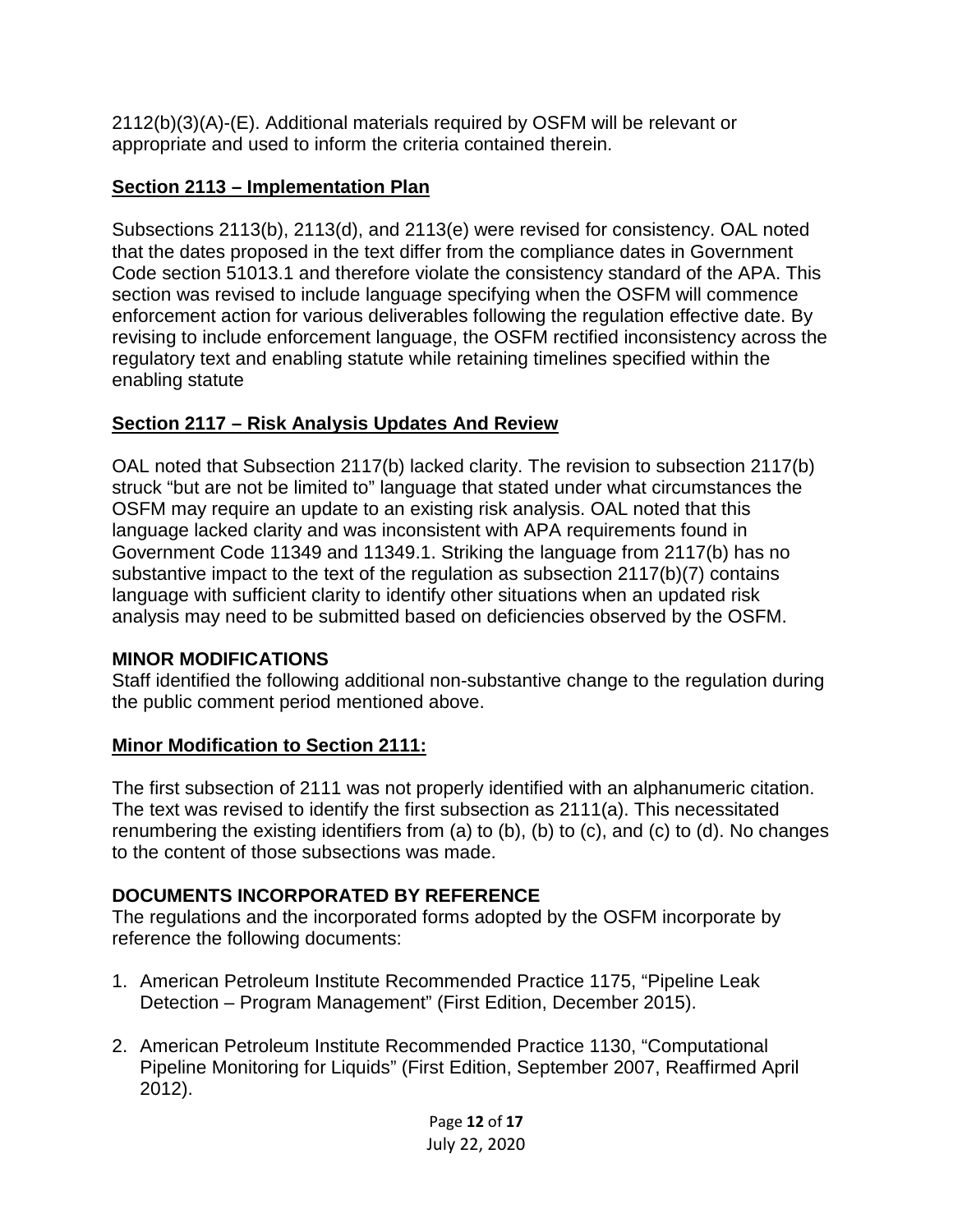2112(b)(3)(A)-(E). Additional materials required by OSFM will be relevant or appropriate and used to inform the criteria contained therein.

**Section 2113 – Implementation Plan**

Subsections 2113(b), 2113(d), and 2113(e) were revised for consistency. OAL noted that the dates proposed in the text differ from the compliance dates in Government Code section 51013.1 and therefore violate the consistency standard of the APA. This section was revised to include language specifying when the OSFM will commence enforcement action for various deliverables following the regulation effective date. By revising to include enforcement language, the OSFM rectified inconsistency across the regulatory text and enabling statute while retaining timelines specified within the enabling statute

**Section 2117 – Risk Analysis Updates And Review**

OAL noted that Subsection 2117(b) lacked clarity. The revision to subsection 2117(b) struck "but are not be limited to" language that stated under what circumstances the OSFM may require an update to an existing risk analysis. OAL noted that this language lacked clarity and was inconsistent with APA requirements found in Government Code 11349 and 11349.1. Striking the language from 2117(b) has no substantive impact to the text of the regulation as subsection 2117(b)(7) contains language with sufficient clarity to identify other situations when an updated risk analysis may need to be submitted based on deficiencies observed by the OSFM.

## MINOR MODIFICATIONS

Staff identified the following additional non-substantive change to the regulation during the public comment period mentioned above.

**Minor Modification to Section 2111:**

The first subsection of 2111 was not properly identified with an alphanumeric citation. The text was revised to identify the first subsection as 2111(a). This necessitated renumbering the existing identifiers from (a) to (b), (b) to (c), and (c) to (d). No changes to the content of those subsections was made.

## DOCUMENTS INCORPORATED BY REFERENCE

The regulations and the incorporated forms adopted by the OSFM incorporate by reference the following documents:

1. American Petroleum Institute Recommended Practice 1175, "Pipeline Leak Detection – Program Management" (First Edition, December 2015).

2. American Petroleum Institute Recommended Practice 1130, "Computational Pipeline Monitoring for Liquids" (First Edition, September 2007, Reaffirmed April 2012).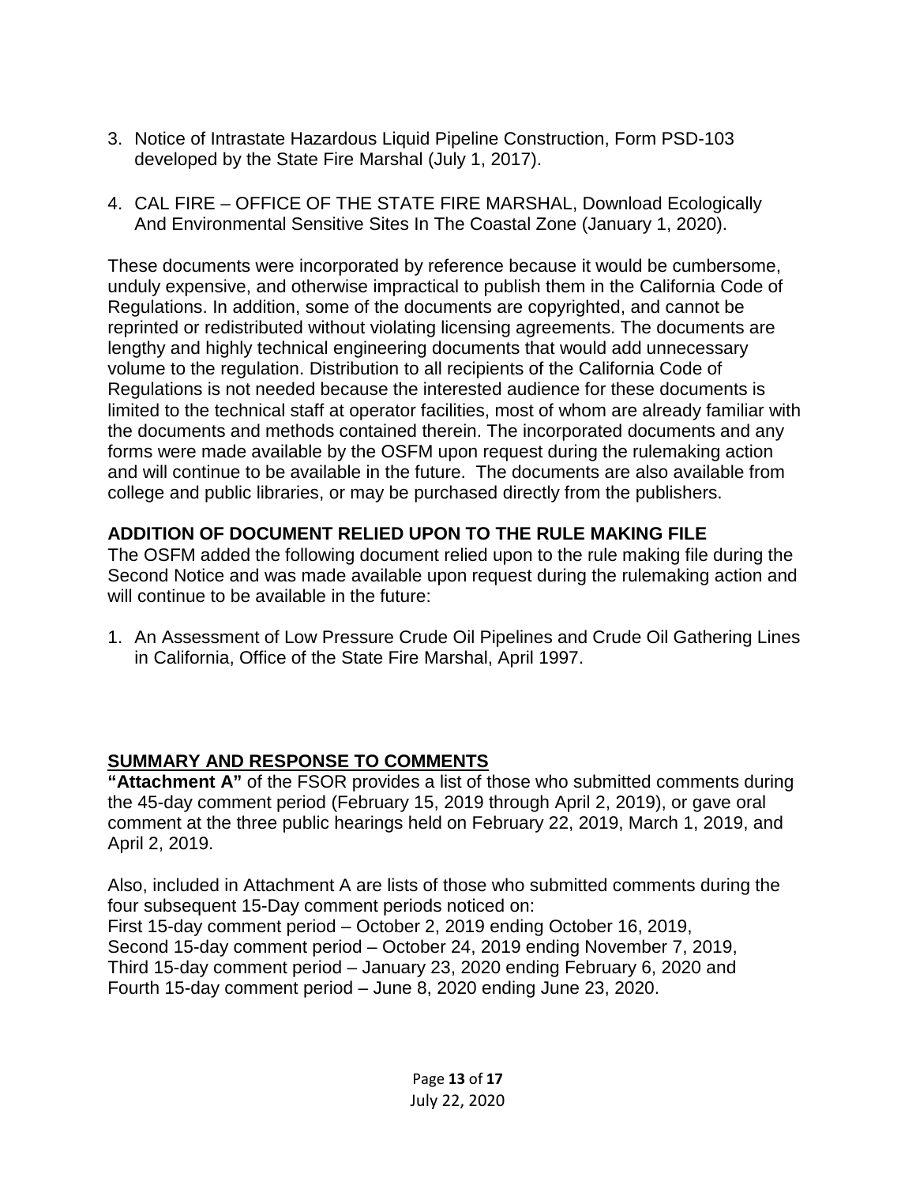3. Notice of Intrastate Hazardous Liquid Pipeline Construction, Form PSD-103 developed by the State Fire Marshal (July 1, 2017).

4. CAL FIRE – OFFICE OF THE STATE FIRE MARSHAL, Download Ecologically And Environmental Sensitive Sites In The Coastal Zone (January 1, 2020).

These documents were incorporated by reference because it would be cumbersome, unduly expensive, and otherwise impractical to publish them in the California Code of Regulations. In addition, some of the documents are copyrighted, and cannot be reprinted or redistributed without violating licensing agreements. The documents are lengthy and highly technical engineering documents that would add unnecessary volume to the regulation. Distribution to all recipients of the California Code of Regulations is not needed because the interested audience for these documents is limited to the technical staff at operator facilities, most of whom are already familiar with the documents and methods contained therein. The incorporated documents and any forms were made available by the OSFM upon request during the rulemaking action and will continue to be available in the future. The documents are also available from college and public libraries, or may be purchased directly from the publishers.

**ADDITION OF DOCUMENT RELIED UPON TO THE RULE MAKING FILE**

The OSFM added the following document relied upon to the rule making file during the Second Notice and was made available upon request during the rulemaking action and will continue to be available in the future:

1. An Assessment of Low Pressure Crude Oil Pipelines and Crude Oil Gathering Lines in California, Office of the State Fire Marshal, April 1997.

## SUMMARY AND RESPONSE TO COMMENTS

**"Attachment A"** of the FSOR provides a list of those who submitted comments during the 45-day comment period (February 15, 2019 through April 2, 2019), or gave oral comment at the three public hearings held on February 22, 2019, March 1, 2019, and April 2, 2019.

Also, included in Attachment A are lists of those who submitted comments during the four subsequent 15-Day comment periods noticed on:
First 15-day comment period – October 2, 2019 ending October 16, 2019,
Second 15-day comment period – October 24, 2019 ending November 7, 2019,
Third 15-day comment period – January 23, 2020 ending February 6, 2020 and
Fourth 15-day comment period – June 8, 2020 ending June 23, 2020.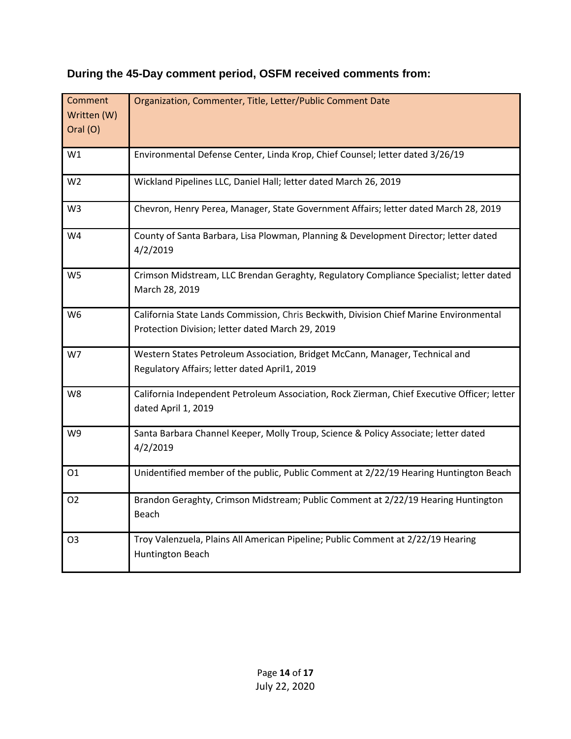**During the 45-Day comment period, OSFM received comments from:**

| Comment Written (W) Oral (O) | Organization, Commenter, Title, Letter/Public Comment Date |
|---|---|
| W1 | Environmental Defense Center, Linda Krop, Chief Counsel; letter dated 3/26/19 |
| W2 | Wickland Pipelines LLC, Daniel Hall; letter dated March 26, 2019 |
| W3 | Chevron, Henry Perea, Manager, State Government Affairs; letter dated March 28, 2019 |
| W4 | County of Santa Barbara, Lisa Plowman, Planning & Development Director; letter dated 4/2/2019 |
| W5 | Crimson Midstream, LLC Brendan Geraghty, Regulatory Compliance Specialist; letter dated March 28, 2019 |
| W6 | California State Lands Commission, Chris Beckwith, Division Chief Marine Environmental Protection Division; letter dated March 29, 2019 |
| W7 | Western States Petroleum Association, Bridget McCann, Manager, Technical and Regulatory Affairs; letter dated April1, 2019 |
| W8 | California Independent Petroleum Association, Rock Zierman, Chief Executive Officer; letter dated April 1, 2019 |
| W9 | Santa Barbara Channel Keeper, Molly Troup, Science & Policy Associate; letter dated 4/2/2019 |
| O1 | Unidentified member of the public, Public Comment at 2/22/19 Hearing Huntington Beach |
| O2 | Brandon Geraghty, Crimson Midstream; Public Comment at 2/22/19 Hearing Huntington Beach |
| O3 | Troy Valenzuela, Plains All American Pipeline; Public Comment at 2/22/19 Hearing Huntington Beach |

July 22, 2020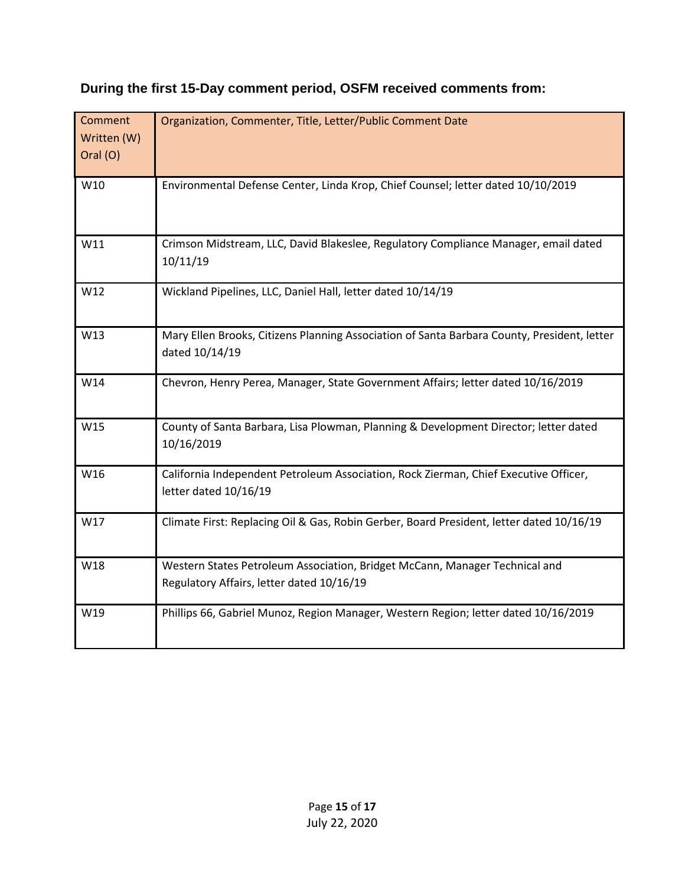**During the first 15-Day comment period, OSFM received comments from:**

| Comment Written (W) Oral (O) | Organization, Commenter, Title, Letter/Public Comment Date |
|---|---|
| W10 | Environmental Defense Center, Linda Krop, Chief Counsel; letter dated 10/10/2019 |
| W11 | Crimson Midstream, LLC, David Blakeslee, Regulatory Compliance Manager, email dated 10/11/19 |
| W12 | Wickland Pipelines, LLC, Daniel Hall, letter dated 10/14/19 |
| W13 | Mary Ellen Brooks, Citizens Planning Association of Santa Barbara County, President, letter dated 10/14/19 |
| W14 | Chevron, Henry Perea, Manager, State Government Affairs; letter dated 10/16/2019 |
| W15 | County of Santa Barbara, Lisa Plowman, Planning & Development Director; letter dated 10/16/2019 |
| W16 | California Independent Petroleum Association, Rock Zierman, Chief Executive Officer, letter dated 10/16/19 |
| W17 | Climate First: Replacing Oil & Gas, Robin Gerber, Board President, letter dated 10/16/19 |
| W18 | Western States Petroleum Association, Bridget McCann, Manager Technical and Regulatory Affairs, letter dated 10/16/19 |
| W19 | Phillips 66, Gabriel Munoz, Region Manager, Western Region; letter dated 10/16/2019 |

July 22, 2020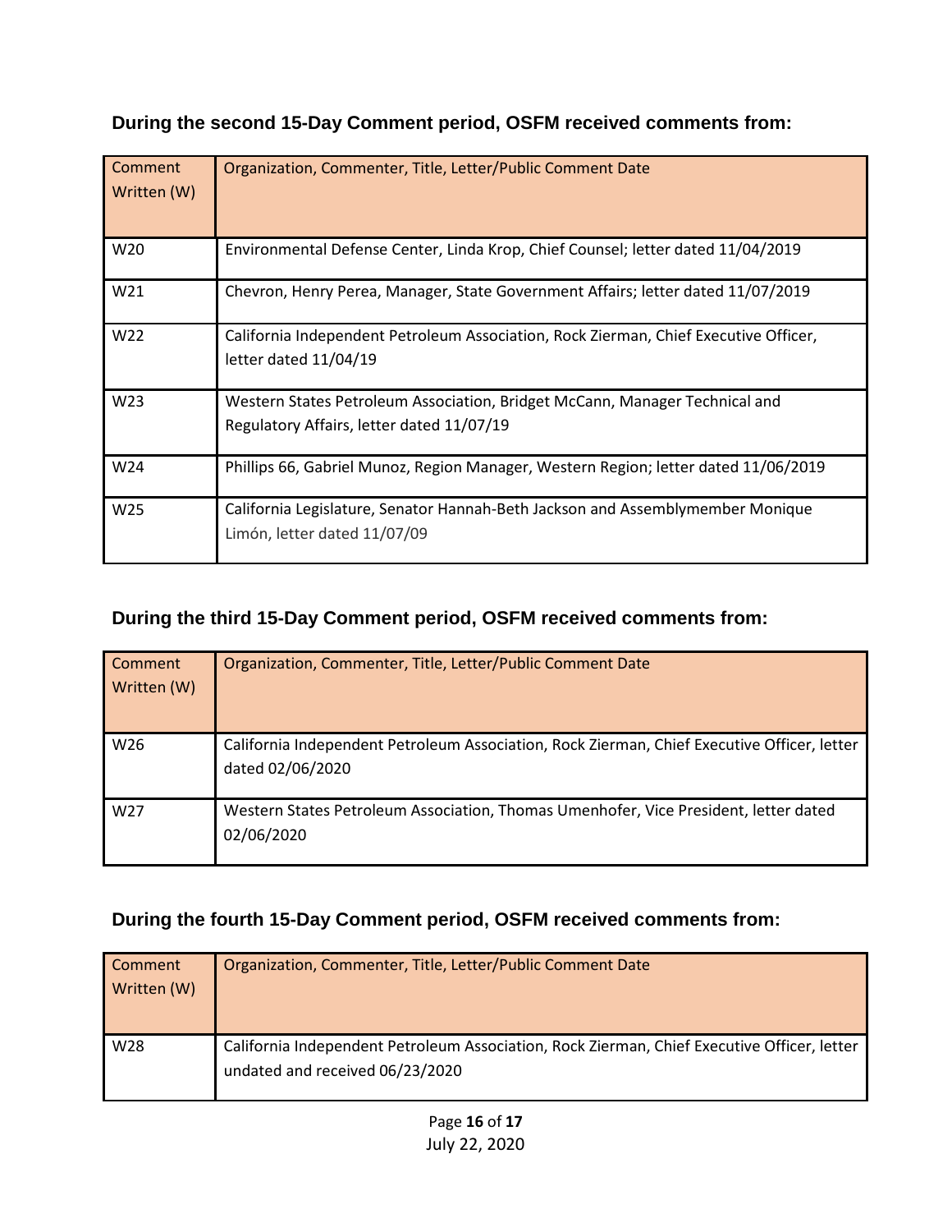**During the second 15-Day Comment period, OSFM received comments from:**

| Comment Written (W) | Organization, Commenter, Title, Letter/Public Comment Date |
|---|---|
| W20 | Environmental Defense Center, Linda Krop, Chief Counsel; letter dated 11/04/2019 |
| W21 | Chevron, Henry Perea, Manager, State Government Affairs; letter dated 11/07/2019 |
| W22 | California Independent Petroleum Association, Rock Zierman, Chief Executive Officer, letter dated 11/04/19 |
| W23 | Western States Petroleum Association, Bridget McCann, Manager Technical and Regulatory Affairs, letter dated 11/07/19 |
| W24 | Phillips 66, Gabriel Munoz, Region Manager, Western Region; letter dated 11/06/2019 |
| W25 | California Legislature, Senator Hannah-Beth Jackson and Assemblymember Monique Limón, letter dated 11/07/09 |

**During the third 15-Day Comment period, OSFM received comments from:**

| Comment Written (W) | Organization, Commenter, Title, Letter/Public Comment Date |
|---|---|
| W26 | California Independent Petroleum Association, Rock Zierman, Chief Executive Officer, letter dated 02/06/2020 |
| W27 | Western States Petroleum Association, Thomas Umenhofer, Vice President, letter dated 02/06/2020 |

**During the fourth 15-Day Comment period, OSFM received comments from:**

| Comment Written (W) | Organization, Commenter, Title, Letter/Public Comment Date |
|---|---|
| W28 | California Independent Petroleum Association, Rock Zierman, Chief Executive Officer, letter undated and received 06/23/2020 |

July 22, 2020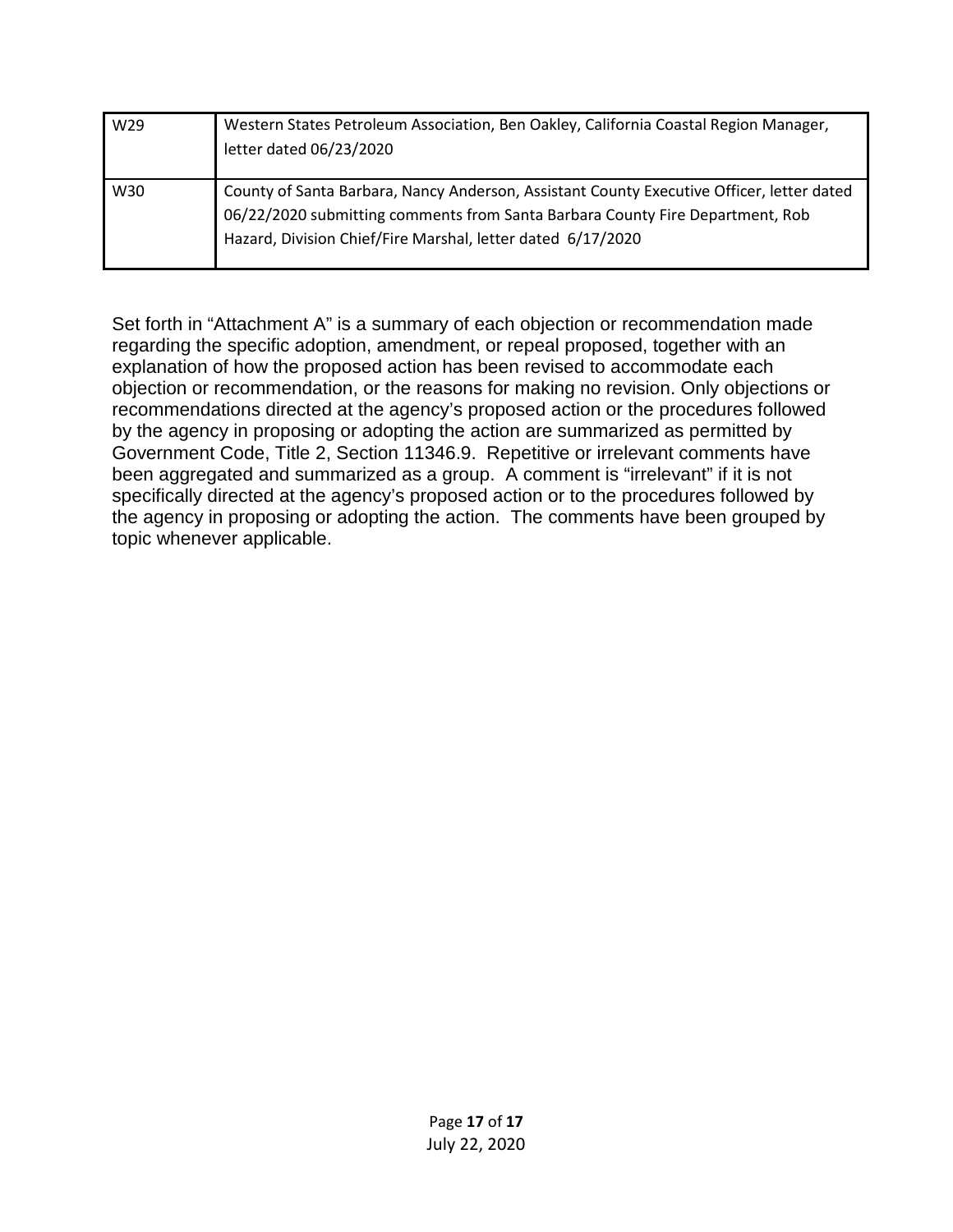| | |
|---|---|
| W29 | Western States Petroleum Association, Ben Oakley, California Coastal Region Manager, letter dated 06/23/2020 |
| W30 | County of Santa Barbara, Nancy Anderson, Assistant County Executive Officer, letter dated 06/22/2020 submitting comments from Santa Barbara County Fire Department, Rob Hazard, Division Chief/Fire Marshal, letter dated 6/17/2020 |

Set forth in "Attachment A" is a summary of each objection or recommendation made regarding the specific adoption, amendment, or repeal proposed, together with an explanation of how the proposed action has been revised to accommodate each objection or recommendation, or the reasons for making no revision. Only objections or recommendations directed at the agency's proposed action or the procedures followed by the agency in proposing or adopting the action are summarized as permitted by Government Code, Title 2, Section 11346.9. Repetitive or irrelevant comments have been aggregated and summarized as a group. A comment is "irrelevant" if it is not specifically directed at the agency's proposed action or to the procedures followed by the agency in proposing or adopting the action. The comments have been grouped by topic whenever applicable.

July 22, 2020